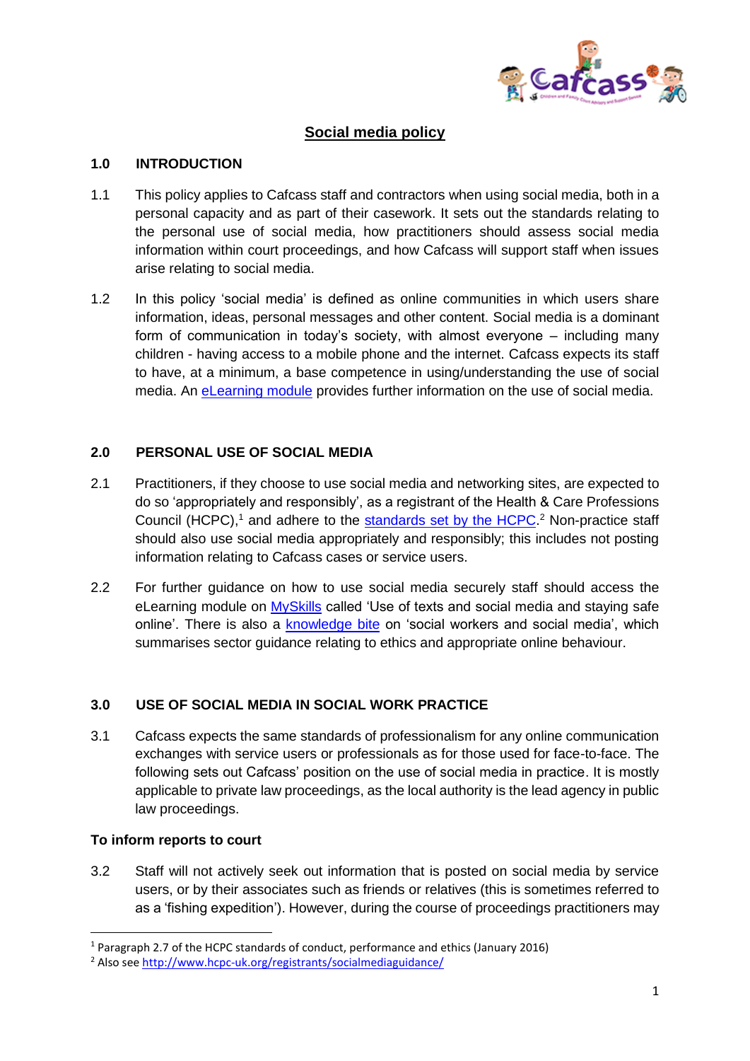# Social media policy

## 1.0 INTRODUCTION

1.1 This policy applies to Cafcass staff and contractors when using social media, both in a personal capacity and as part of their casework. It sets out the standards relating to the personal use of social media, how practitioners should assess social media information within court proceedings, and how Cafcass will support staff when issues arise relating to social media.

1.2 In this policy 'social media' is defined as online communities in which users share information, ideas, personal messages and other content. Social media is a dominant form of communication in today's society, with almost everyone – including many children - having access to a mobile phone and the internet. Cafcass expects its staff to have, at a minimum, a base competence in using/understanding the use of social media. An eLearning module provides further information on the use of social media.

## 2.0 PERSONAL USE OF SOCIAL MEDIA

2.1 Practitioners, if they choose to use social media and networking sites, are expected to do so 'appropriately and responsibly', as a registrant of the Health & Care Professions Council (HCPC),[1] and adhere to the standards set by the HCPC.[2] Non-practice staff should also use social media appropriately and responsibly; this includes not posting information relating to Cafcass cases or service users.

2.2 For further guidance on how to use social media securely staff should access the eLearning module on MySkills called 'Use of texts and social media and staying safe online'. There is also a knowledge bite on 'social workers and social media', which summarises sector guidance relating to ethics and appropriate online behaviour.

## 3.0 USE OF SOCIAL MEDIA IN SOCIAL WORK PRACTICE

3.1 Cafcass expects the same standards of professionalism for any online communication exchanges with service users or professionals as for those used for face-to-face. The following sets out Cafcass' position on the use of social media in practice. It is mostly applicable to private law proceedings, as the local authority is the lead agency in public law proceedings.

**To inform reports to court**

3.2 Staff will not actively seek out information that is posted on social media by service users, or by their associates such as friends or relatives (this is sometimes referred to as a 'fishing expedition'). However, during the course of proceedings practitioners may

---

[1] Paragraph 2.7 of the HCPC standards of conduct, performance and ethics (January 2016)

[2] Also see http://www.hcpc-uk.org/registrants/socialmediaguidance/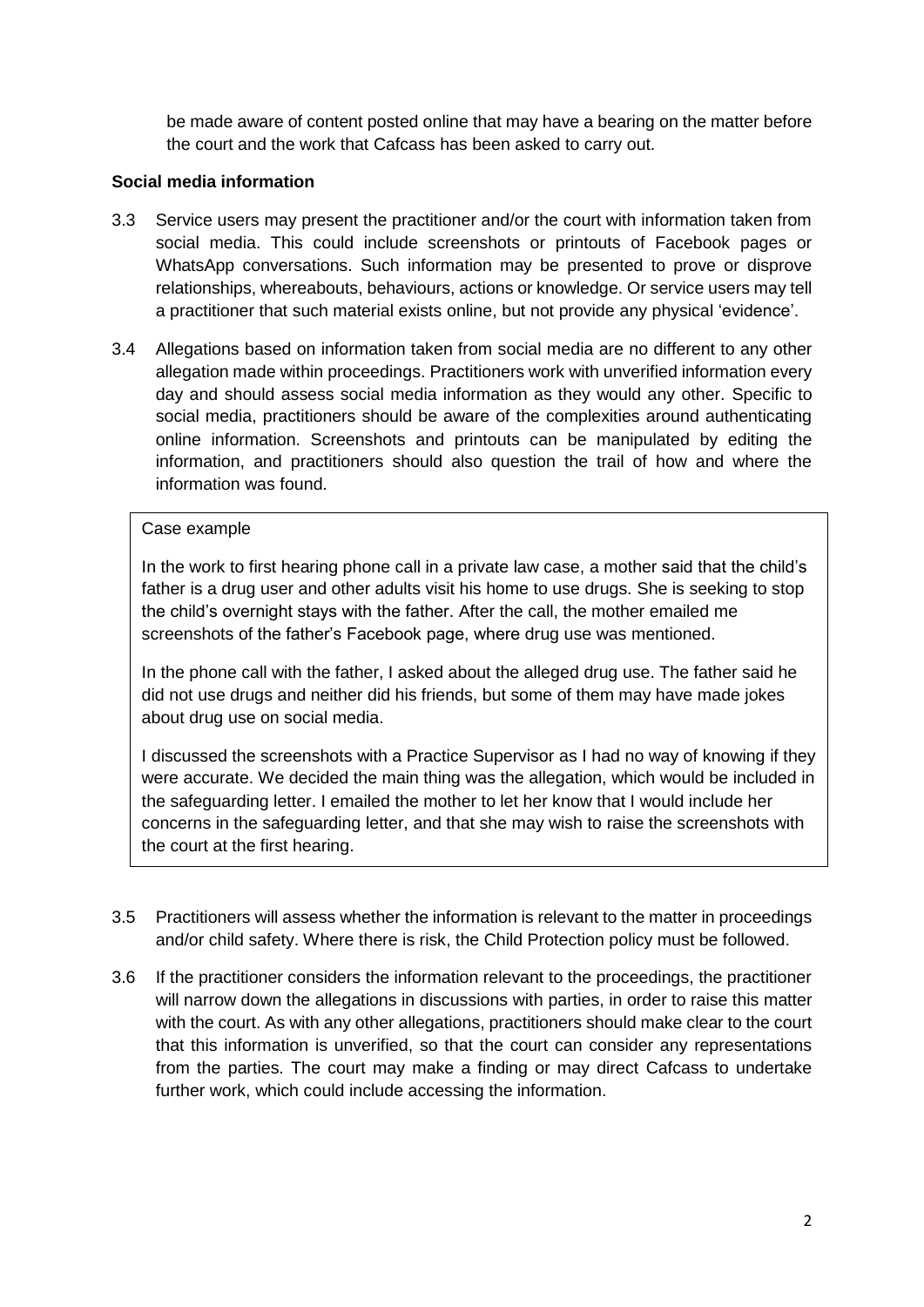be made aware of content posted online that may have a bearing on the matter before the court and the work that Cafcass has been asked to carry out.

**Social media information**

3.3 Service users may present the practitioner and/or the court with information taken from social media. This could include screenshots or printouts of Facebook pages or WhatsApp conversations. Such information may be presented to prove or disprove relationships, whereabouts, behaviours, actions or knowledge. Or service users may tell a practitioner that such material exists online, but not provide any physical 'evidence'.

3.4 Allegations based on information taken from social media are no different to any other allegation made within proceedings. Practitioners work with unverified information every day and should assess social media information as they would any other. Specific to social media, practitioners should be aware of the complexities around authenticating online information. Screenshots and printouts can be manipulated by editing the information, and practitioners should also question the trail of how and where the information was found.

> Case example
>
> In the work to first hearing phone call in a private law case, a mother said that the child's father is a drug user and other adults visit his home to use drugs. She is seeking to stop the child's overnight stays with the father. After the call, the mother emailed me screenshots of the father's Facebook page, where drug use was mentioned.
>
> In the phone call with the father, I asked about the alleged drug use. The father said he did not use drugs and neither did his friends, but some of them may have made jokes about drug use on social media.
>
> I discussed the screenshots with a Practice Supervisor as I had no way of knowing if they were accurate. We decided the main thing was the allegation, which would be included in the safeguarding letter. I emailed the mother to let her know that I would include her concerns in the safeguarding letter, and that she may wish to raise the screenshots with the court at the first hearing.

3.5 Practitioners will assess whether the information is relevant to the matter in proceedings and/or child safety. Where there is risk, the Child Protection policy must be followed.

3.6 If the practitioner considers the information relevant to the proceedings, the practitioner will narrow down the allegations in discussions with parties, in order to raise this matter with the court. As with any other allegations, practitioners should make clear to the court that this information is unverified, so that the court can consider any representations from the parties. The court may make a finding or may direct Cafcass to undertake further work, which could include accessing the information.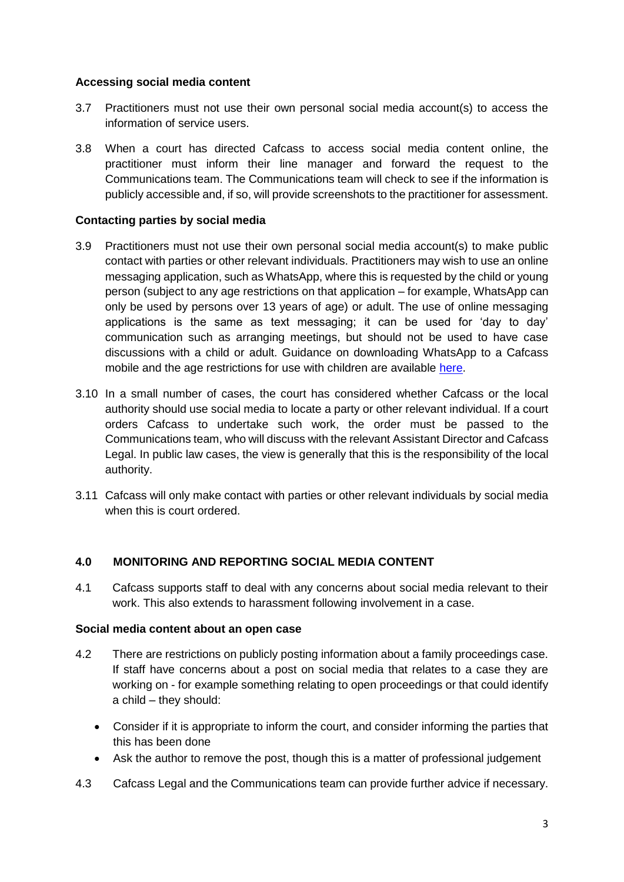**Accessing social media content**

3.7 Practitioners must not use their own personal social media account(s) to access the information of service users.

3.8 When a court has directed Cafcass to access social media content online, the practitioner must inform their line manager and forward the request to the Communications team. The Communications team will check to see if the information is publicly accessible and, if so, will provide screenshots to the practitioner for assessment.

**Contacting parties by social media**

3.9 Practitioners must not use their own personal social media account(s) to make public contact with parties or other relevant individuals. Practitioners may wish to use an online messaging application, such as WhatsApp, where this is requested by the child or young person (subject to any age restrictions on that application – for example, WhatsApp can only be used by persons over 13 years of age) or adult. The use of online messaging applications is the same as text messaging; it can be used for 'day to day' communication such as arranging meetings, but should not be used to have case discussions with a child or adult. Guidance on downloading WhatsApp to a Cafcass mobile and the age restrictions for use with children are available here.

3.10 In a small number of cases, the court has considered whether Cafcass or the local authority should use social media to locate a party or other relevant individual. If a court orders Cafcass to undertake such work, the order must be passed to the Communications team, who will discuss with the relevant Assistant Director and Cafcass Legal. In public law cases, the view is generally that this is the responsibility of the local authority.

3.11 Cafcass will only make contact with parties or other relevant individuals by social media when this is court ordered.

## 4.0 MONITORING AND REPORTING SOCIAL MEDIA CONTENT

4.1 Cafcass supports staff to deal with any concerns about social media relevant to their work. This also extends to harassment following involvement in a case.

**Social media content about an open case**

4.2 There are restrictions on publicly posting information about a family proceedings case. If staff have concerns about a post on social media that relates to a case they are working on - for example something relating to open proceedings or that could identify a child – they should:

- Consider if it is appropriate to inform the court, and consider informing the parties that this has been done
- Ask the author to remove the post, though this is a matter of professional judgement

4.3 Cafcass Legal and the Communications team can provide further advice if necessary.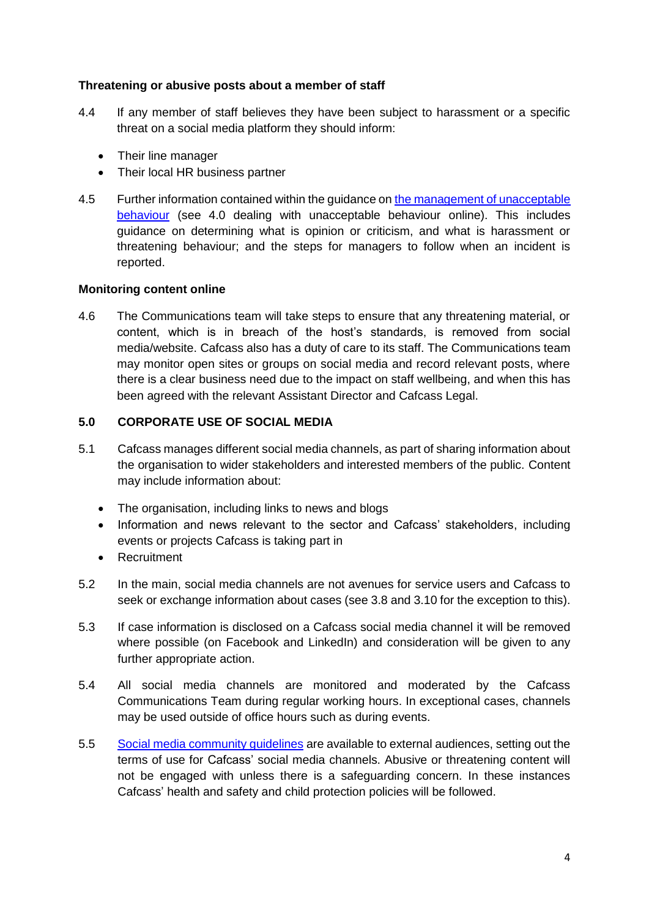**Threatening or abusive posts about a member of staff**

4.4 If any member of staff believes they have been subject to harassment or a specific threat on a social media platform they should inform:

- Their line manager
- Their local HR business partner

4.5 Further information contained within the guidance on [the management of unacceptable behaviour](#) (see 4.0 dealing with unacceptable behaviour online). This includes guidance on determining what is opinion or criticism, and what is harassment or threatening behaviour; and the steps for managers to follow when an incident is reported.

**Monitoring content online**

4.6 The Communications team will take steps to ensure that any threatening material, or content, which is in breach of the host's standards, is removed from social media/website. Cafcass also has a duty of care to its staff. The Communications team may monitor open sites or groups on social media and record relevant posts, where there is a clear business need due to the impact on staff wellbeing, and when this has been agreed with the relevant Assistant Director and Cafcass Legal.

## 5.0 CORPORATE USE OF SOCIAL MEDIA

5.1 Cafcass manages different social media channels, as part of sharing information about the organisation to wider stakeholders and interested members of the public. Content may include information about:

- The organisation, including links to news and blogs
- Information and news relevant to the sector and Cafcass' stakeholders, including events or projects Cafcass is taking part in
- Recruitment

5.2 In the main, social media channels are not avenues for service users and Cafcass to seek or exchange information about cases (see 3.8 and 3.10 for the exception to this).

5.3 If case information is disclosed on a Cafcass social media channel it will be removed where possible (on Facebook and LinkedIn) and consideration will be given to any further appropriate action.

5.4 All social media channels are monitored and moderated by the Cafcass Communications Team during regular working hours. In exceptional cases, channels may be used outside of office hours such as during events.

5.5 [Social media community guidelines](#) are available to external audiences, setting out the terms of use for Cafcass' social media channels. Abusive or threatening content will not be engaged with unless there is a safeguarding concern. In these instances Cafcass' health and safety and child protection policies will be followed.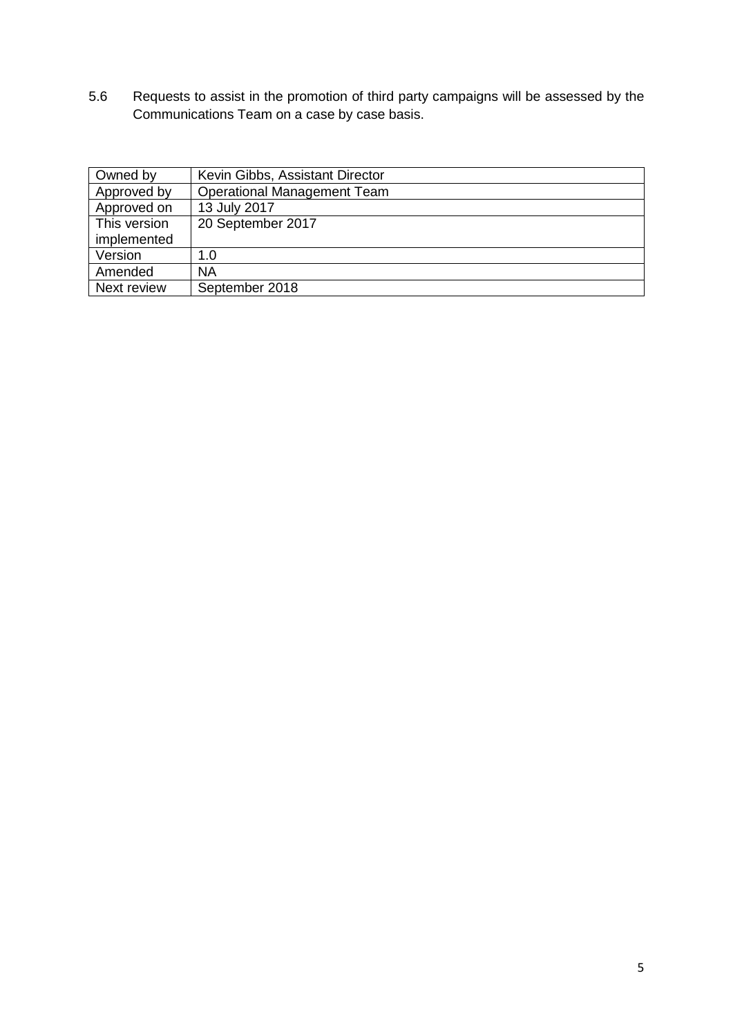5.6 Requests to assist in the promotion of third party campaigns will be assessed by the Communications Team on a case by case basis.

| | |
|---|---|
| Owned by | Kevin Gibbs, Assistant Director |
| Approved by | Operational Management Team |
| Approved on | 13 July 2017 |
| This version implemented | 20 September 2017 |
| Version | 1.0 |
| Amended | NA |
| Next review | September 2018 |